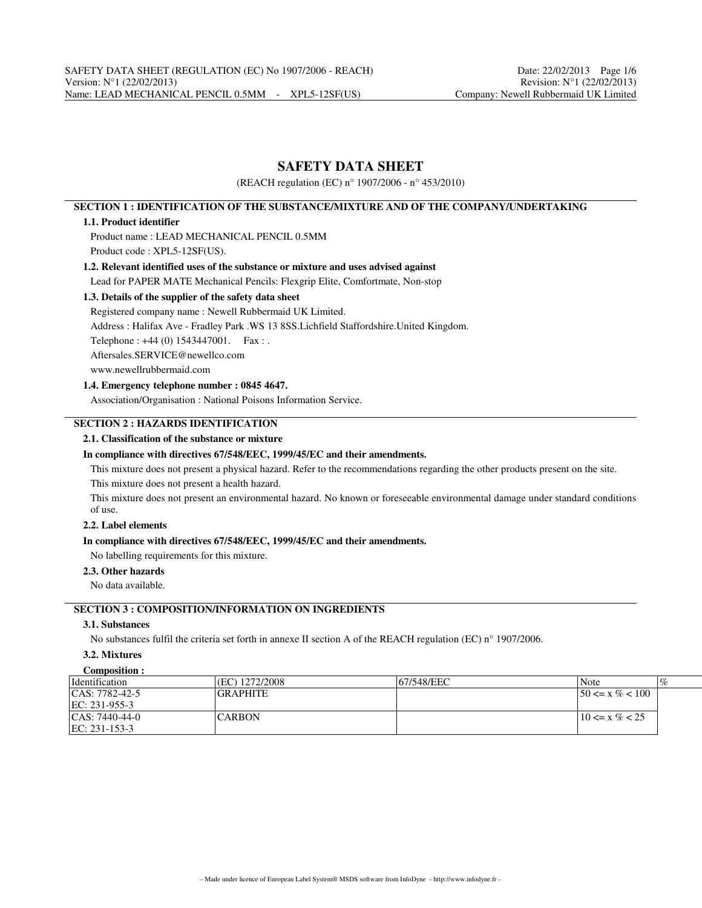# SAFETY DATA SHEET

(REACH regulation (EC) n° 1907/2006 - n° 453/2010)

## SECTION 1 : IDENTIFICATION OF THE SUBSTANCE/MIXTURE AND OF THE COMPANY/UNDERTAKING

### 1.1. Product identifier

Product name : LEAD MECHANICAL PENCIL 0.5MM

Product code : XPL5-12SF(US).

### 1.2. Relevant identified uses of the substance or mixture and uses advised against

Lead for PAPER MATE Mechanical Pencils: Flexgrip Elite, Comfortmate, Non-stop

### 1.3. Details of the supplier of the safety data sheet

Registered company name : Newell Rubbermaid UK Limited.

Address : Halifax Ave - Fradley Park .WS 13 8SS.Lichfield Staffordshire.United Kingdom.

Telephone : +44 (0) 1543447001. Fax : .

Aftersales.SERVICE@newellco.com

www.newellrubbermaid.com

### 1.4. Emergency telephone number : 0845 4647.

Association/Organisation : National Poisons Information Service.

## SECTION 2 : HAZARDS IDENTIFICATION

### 2.1. Classification of the substance or mixture

**In compliance with directives 67/548/EEC, 1999/45/EC and their amendments.**

This mixture does not present a physical hazard. Refer to the recommendations regarding the other products present on the site.

This mixture does not present a health hazard.

This mixture does not present an environmental hazard. No known or foreseeable environmental damage under standard conditions of use.

### 2.2. Label elements

**In compliance with directives 67/548/EEC, 1999/45/EC and their amendments.**

No labelling requirements for this mixture.

### 2.3. Other hazards

No data available.

## SECTION 3 : COMPOSITION/INFORMATION ON INGREDIENTS

### 3.1. Substances

No substances fulfil the criteria set forth in annexe II section A of the REACH regulation (EC) n° 1907/2006.

### 3.2. Mixtures

**Composition :**

| Identification | (EC) 1272/2008 | 67/548/EEC | Note | % |
|---|---|---|---|---|
| CAS: 7782-42-5<br>EC: 231-955-3 | GRAPHITE | | | 50 <= x % < 100 |
| CAS: 7440-44-0<br>EC: 231-153-3 | CARBON | | | 10 <= x % < 25 |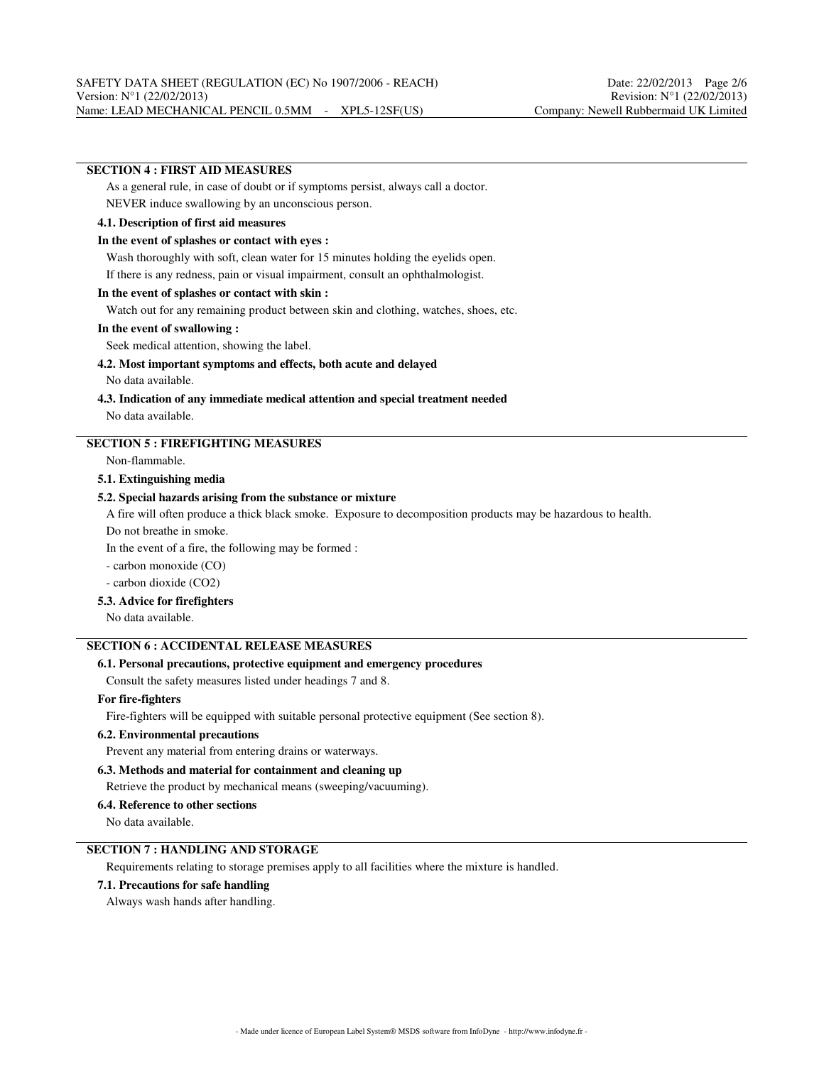## SECTION 4 : FIRST AID MEASURES

As a general rule, in case of doubt or if symptoms persist, always call a doctor.

NEVER induce swallowing by an unconscious person.

### 4.1. Description of first aid measures

**In the event of splashes or contact with eyes :**

Wash thoroughly with soft, clean water for 15 minutes holding the eyelids open.

If there is any redness, pain or visual impairment, consult an ophthalmologist.

**In the event of splashes or contact with skin :**

Watch out for any remaining product between skin and clothing, watches, shoes, etc.

**In the event of swallowing :**

Seek medical attention, showing the label.

### 4.2. Most important symptoms and effects, both acute and delayed

No data available.

### 4.3. Indication of any immediate medical attention and special treatment needed

No data available.

## SECTION 5 : FIREFIGHTING MEASURES

Non-flammable.

### 5.1. Extinguishing media

### 5.2. Special hazards arising from the substance or mixture

A fire will often produce a thick black smoke. Exposure to decomposition products may be hazardous to health.

Do not breathe in smoke.

In the event of a fire, the following may be formed :

- carbon monoxide (CO)
- carbon dioxide ($CO_2$)

### 5.3. Advice for firefighters

No data available.

## SECTION 6 : ACCIDENTAL RELEASE MEASURES

### 6.1. Personal precautions, protective equipment and emergency procedures

Consult the safety measures listed under headings 7 and 8.

**For fire-fighters**

Fire-fighters will be equipped with suitable personal protective equipment (See section 8).

### 6.2. Environmental precautions

Prevent any material from entering drains or waterways.

### 6.3. Methods and material for containment and cleaning up

Retrieve the product by mechanical means (sweeping/vacuuming).

### 6.4. Reference to other sections

No data available.

## SECTION 7 : HANDLING AND STORAGE

Requirements relating to storage premises apply to all facilities where the mixture is handled.

### 7.1. Precautions for safe handling

Always wash hands after handling.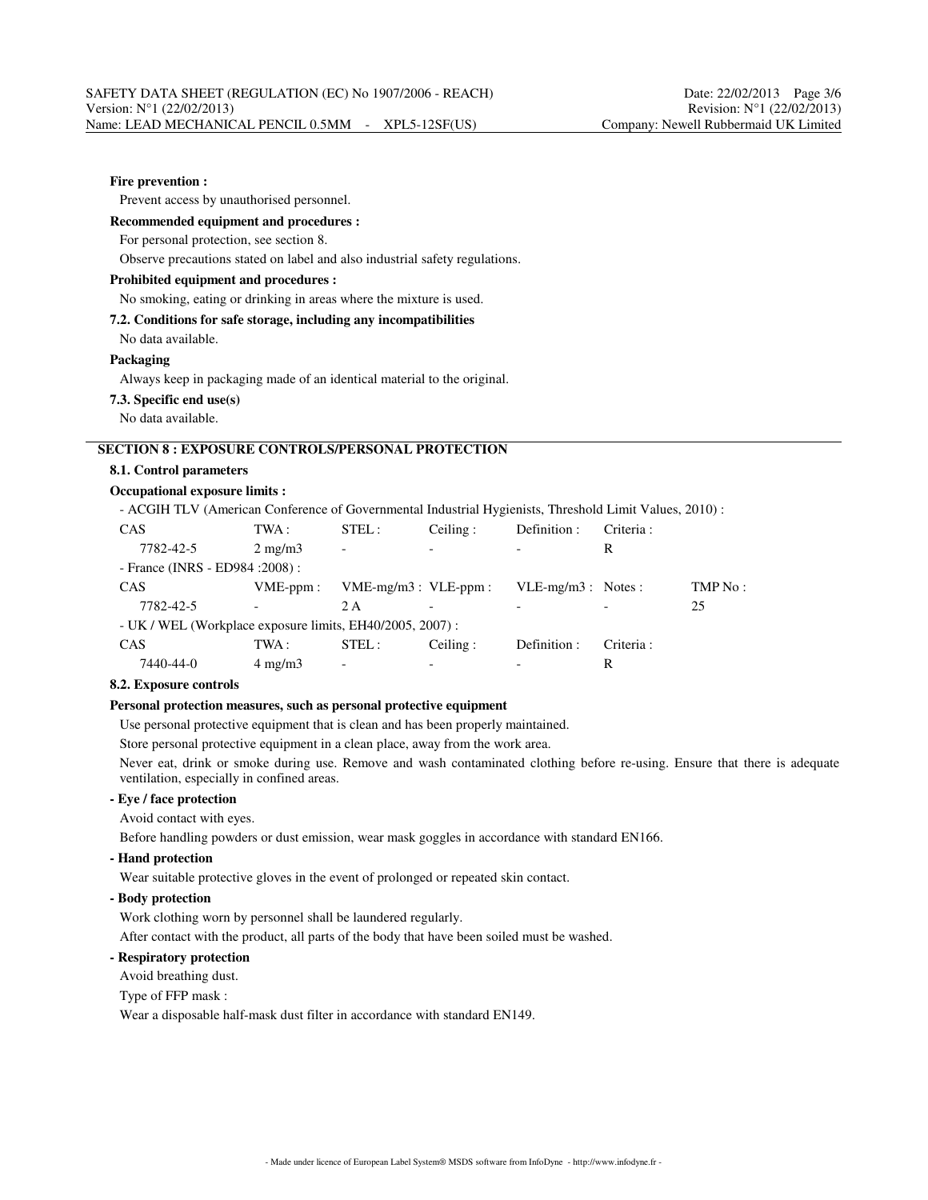**Fire prevention :**

Prevent access by unauthorised personnel.

**Recommended equipment and procedures :**

For personal protection, see section 8.

Observe precautions stated on label and also industrial safety regulations.

**Prohibited equipment and procedures :**

No smoking, eating or drinking in areas where the mixture is used.

**7.2. Conditions for safe storage, including any incompatibilities**

No data available.

**Packaging**

Always keep in packaging made of an identical material to the original.

**7.3. Specific end use(s)**

No data available.

## SECTION 8 : EXPOSURE CONTROLS/PERSONAL PROTECTION

**8.1. Control parameters**

**Occupational exposure limits :**

- ACGIH TLV (American Conference of Governmental Industrial Hygienists, Threshold Limit Values, 2010) :

| CAS | TWA : | STEL : | Ceiling : | Definition : | Criteria : |
|---|---|---|---|---|---|
| 7782-42-5 | 2 mg/m3 | - | - | - | R |

- France (INRS - ED984 :2008) :

| CAS | VME-ppm : | VME-mg/m3 : | VLE-ppm : | VLE-mg/m3 : | Notes : | TMP No : |
|---|---|---|---|---|---|---|
| 7782-42-5 | - | 2 A | - | - | - | 25 |

- UK / WEL (Workplace exposure limits, EH40/2005, 2007) :

| CAS | TWA : | STEL : | Ceiling : | Definition : | Criteria : |
|---|---|---|---|---|---|
| 7440-44-0 | 4 mg/m3 | - | - | - | R |

**8.2. Exposure controls**

**Personal protection measures, such as personal protective equipment**

Use personal protective equipment that is clean and has been properly maintained.

Store personal protective equipment in a clean place, away from the work area.

Never eat, drink or smoke during use. Remove and wash contaminated clothing before re-using. Ensure that there is adequate ventilation, especially in confined areas.

**- Eye / face protection**

Avoid contact with eyes.

Before handling powders or dust emission, wear mask goggles in accordance with standard EN166.

**- Hand protection**

Wear suitable protective gloves in the event of prolonged or repeated skin contact.

**- Body protection**

Work clothing worn by personnel shall be laundered regularly.

After contact with the product, all parts of the body that have been soiled must be washed.

**- Respiratory protection**

Avoid breathing dust.

Type of FFP mask :

Wear a disposable half-mask dust filter in accordance with standard EN149.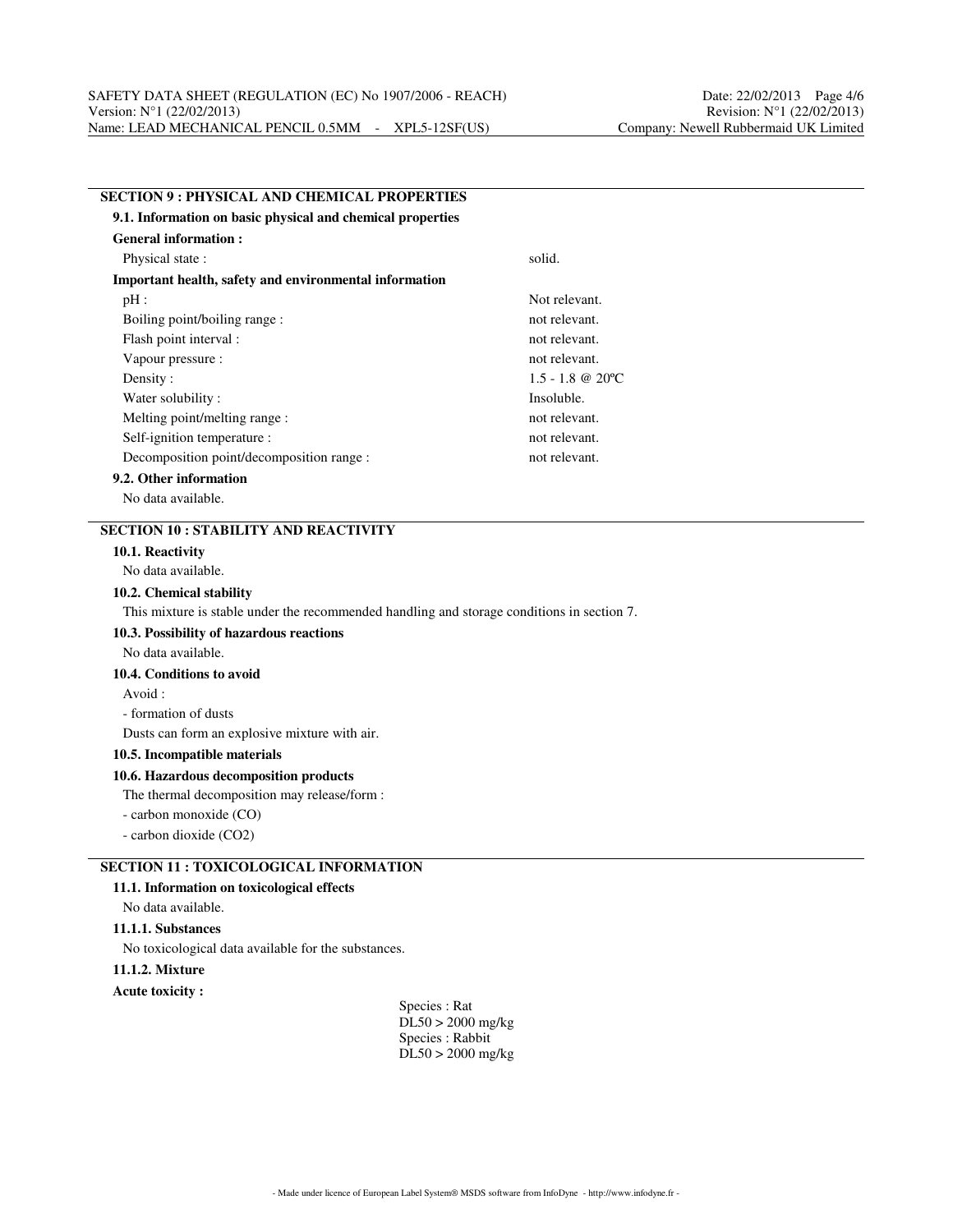## SECTION 9 : PHYSICAL AND CHEMICAL PROPERTIES

### 9.1. Information on basic physical and chemical properties

**General information :**

| | |
|---|---|
| Physical state : | solid. |

**Important health, safety and environmental information**

| | |
|---|---|
| pH : | Not relevant. |
| Boiling point/boiling range : | not relevant. |
| Flash point interval : | not relevant. |
| Vapour pressure : | not relevant. |
| Density : | 1.5 - 1.8 @ 20ºC |
| Water solubility : | Insoluble. |
| Melting point/melting range : | not relevant. |
| Self-ignition temperature : | not relevant. |
| Decomposition point/decomposition range : | not relevant. |

### 9.2. Other information

No data available.

## SECTION 10 : STABILITY AND REACTIVITY

### 10.1. Reactivity

No data available.

### 10.2. Chemical stability

This mixture is stable under the recommended handling and storage conditions in section 7.

### 10.3. Possibility of hazardous reactions

No data available.

### 10.4. Conditions to avoid

Avoid :

- formation of dusts

Dusts can form an explosive mixture with air.

### 10.5. Incompatible materials

### 10.6. Hazardous decomposition products

The thermal decomposition may release/form :

- carbon monoxide (CO)
- carbon dioxide ($CO_2$)

## SECTION 11 : TOXICOLOGICAL INFORMATION

### 11.1. Information on toxicological effects

No data available.

#### 11.1.1. Substances

No toxicological data available for the substances.

#### 11.1.2. Mixture

**Acute toxicity :**

Species : Rat
DL50 > 2000 mg/kg
Species : Rabbit
DL50 > 2000 mg/kg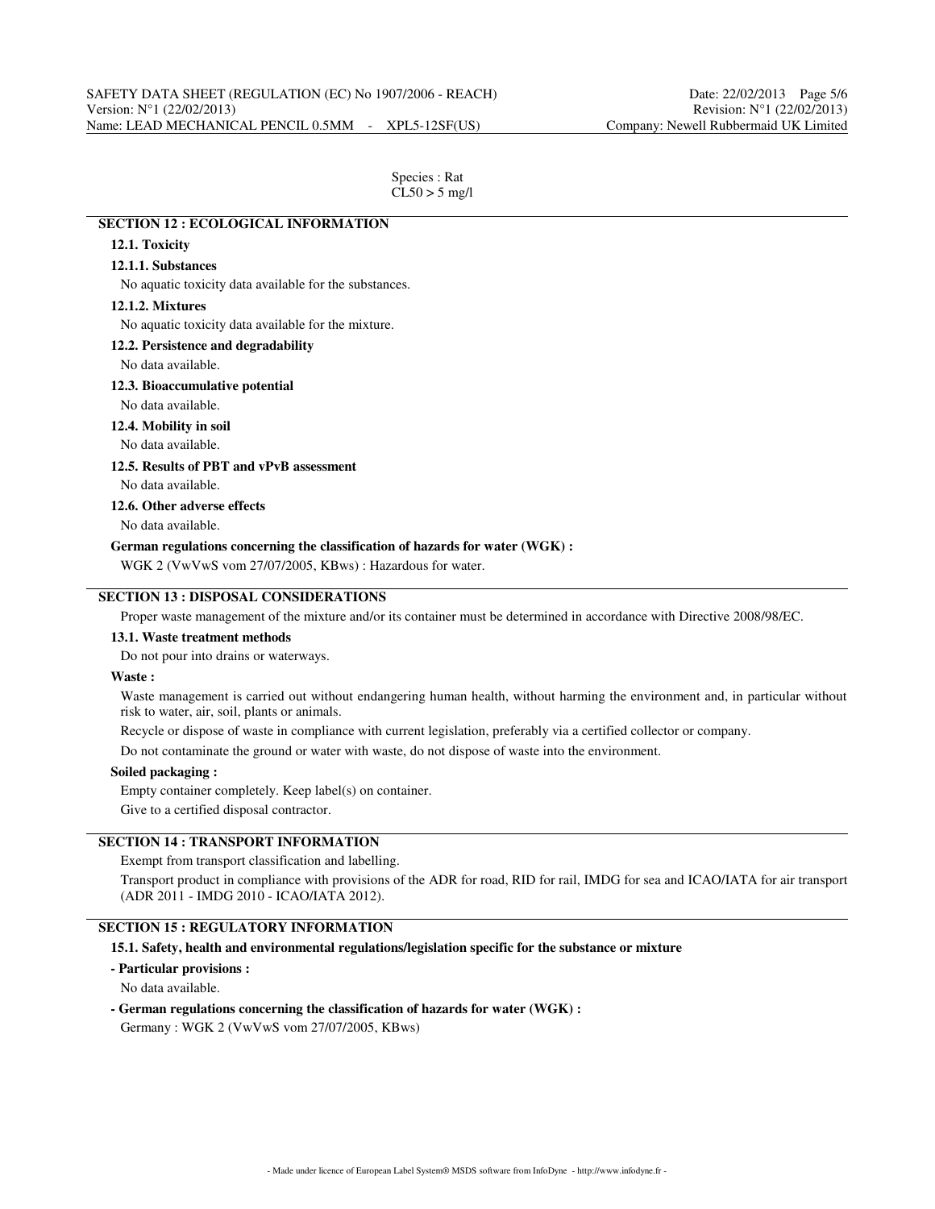Species : Rat
CL50 > 5 mg/l

## SECTION 12 : ECOLOGICAL INFORMATION

### 12.1. Toxicity

#### 12.1.1. Substances

No aquatic toxicity data available for the substances.

#### 12.1.2. Mixtures

No aquatic toxicity data available for the mixture.

### 12.2. Persistence and degradability

No data available.

### 12.3. Bioaccumulative potential

No data available.

### 12.4. Mobility in soil

No data available.

### 12.5. Results of PBT and vPvB assessment

No data available.

### 12.6. Other adverse effects

No data available.

**German regulations concerning the classification of hazards for water (WGK) :**

WGK 2 (VwVwS vom 27/07/2005, KBws) : Hazardous for water.

## SECTION 13 : DISPOSAL CONSIDERATIONS

Proper waste management of the mixture and/or its container must be determined in accordance with Directive 2008/98/EC.

### 13.1. Waste treatment methods

Do not pour into drains or waterways.

**Waste :**

Waste management is carried out without endangering human health, without harming the environment and, in particular without risk to water, air, soil, plants or animals.

Recycle or dispose of waste in compliance with current legislation, preferably via a certified collector or company.

Do not contaminate the ground or water with waste, do not dispose of waste into the environment.

**Soiled packaging :**

Empty container completely. Keep label(s) on container.

Give to a certified disposal contractor.

## SECTION 14 : TRANSPORT INFORMATION

Exempt from transport classification and labelling.

Transport product in compliance with provisions of the ADR for road, RID for rail, IMDG for sea and ICAO/IATA for air transport (ADR 2011 - IMDG 2010 - ICAO/IATA 2012).

## SECTION 15 : REGULATORY INFORMATION

### 15.1. Safety, health and environmental regulations/legislation specific for the substance or mixture

**- Particular provisions :**

No data available.

**- German regulations concerning the classification of hazards for water (WGK) :**

Germany : WGK 2 (VwVwS vom 27/07/2005, KBws)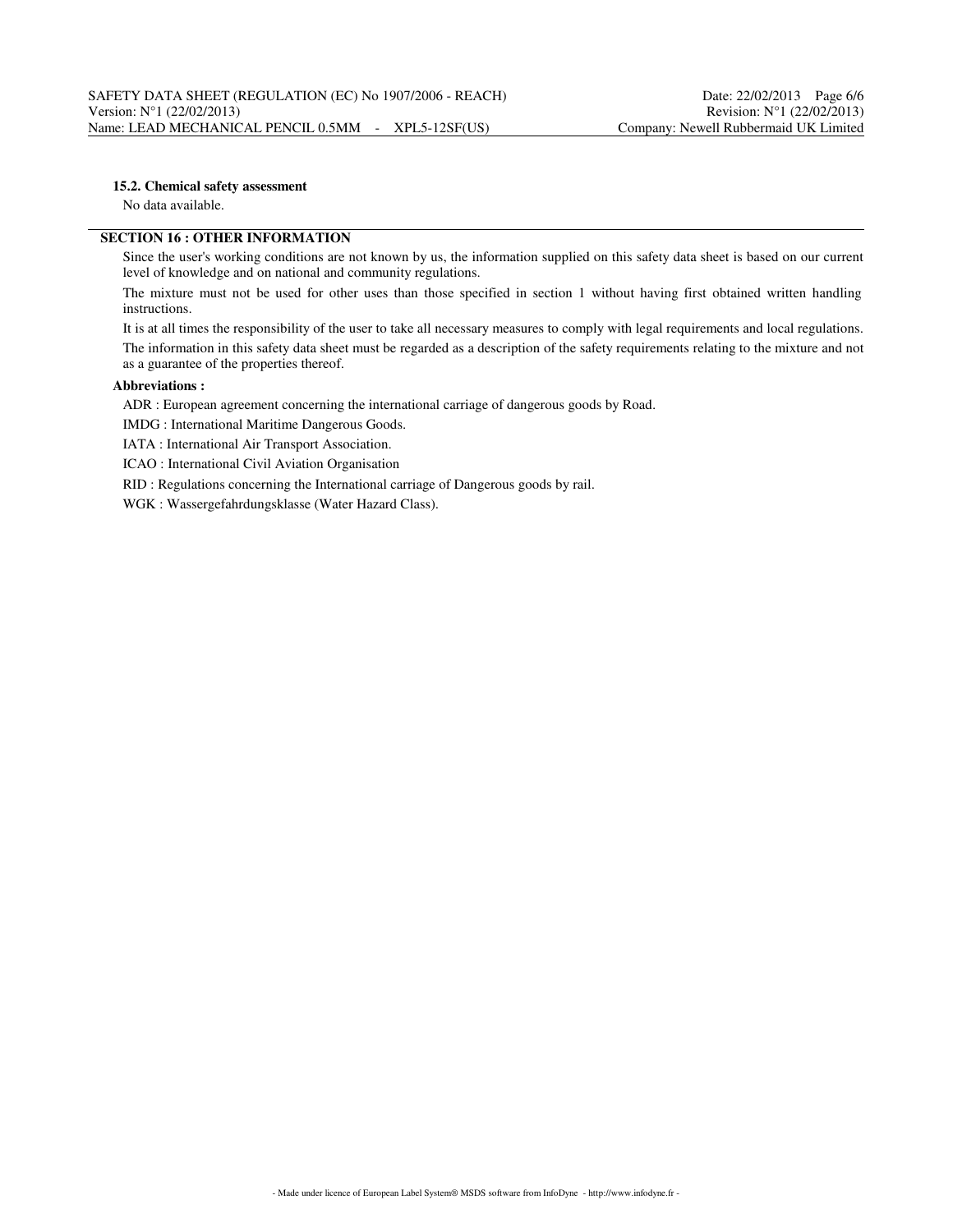### 15.2. Chemical safety assessment

No data available.

## SECTION 16 : OTHER INFORMATION

Since the user's working conditions are not known by us, the information supplied on this safety data sheet is based on our current level of knowledge and on national and community regulations.

The mixture must not be used for other uses than those specified in section 1 without having first obtained written handling instructions.

It is at all times the responsibility of the user to take all necessary measures to comply with legal requirements and local regulations.

The information in this safety data sheet must be regarded as a description of the safety requirements relating to the mixture and not as a guarantee of the properties thereof.

**Abbreviations :**

ADR : European agreement concerning the international carriage of dangerous goods by Road.

IMDG : International Maritime Dangerous Goods.

IATA : International Air Transport Association.

ICAO : International Civil Aviation Organisation

RID : Regulations concerning the International carriage of Dangerous goods by rail.

WGK : Wassergefahrdungsklasse (Water Hazard Class).